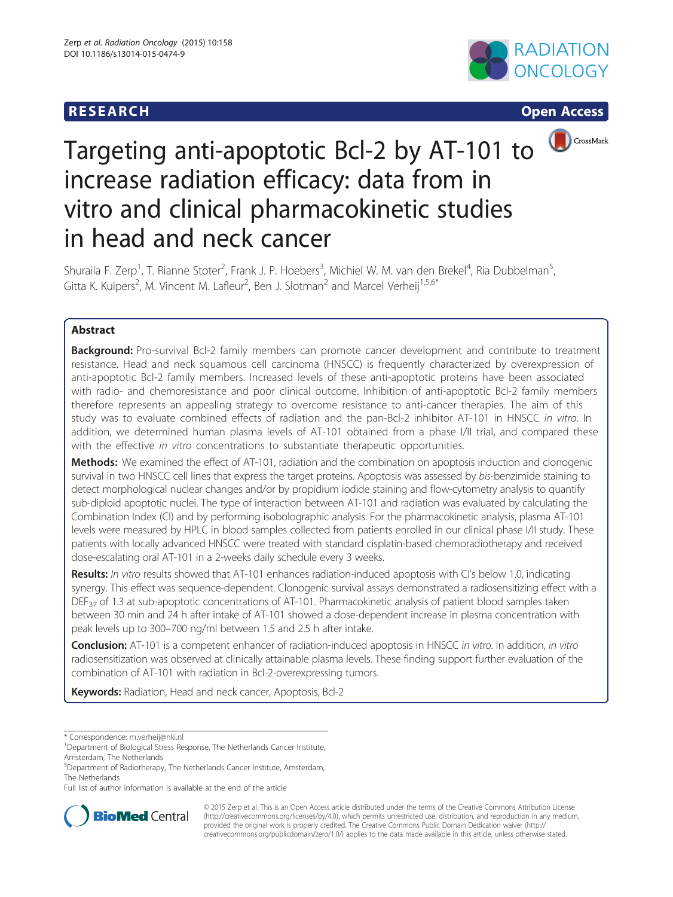RESEARCH Open Access

# Targeting anti-apoptotic Bcl-2 by AT-101 to increase radiation efficacy: data from in vitro and clinical pharmacokinetic studies in head and neck cancer

Shuraila F. Zerp[1], T. Rianne Stoter[2], Frank J. P. Hoebers[3], Michiel W. M. van den Brekel[4], Ria Dubbelman[5], Gitta K. Kuipers[2], M. Vincent M. Lafleur[2], Ben J. Slotman[2] and Marcel Verheij[1,5,6*]

## Abstract

**Background:** Pro-survival Bcl-2 family members can promote cancer development and contribute to treatment resistance. Head and neck squamous cell carcinoma (HNSCC) is frequently characterized by overexpression of anti-apoptotic Bcl-2 family members. Increased levels of these anti-apoptotic proteins have been associated with radio- and chemoresistance and poor clinical outcome. Inhibition of anti-apoptotic Bcl-2 family members therefore represents an appealing strategy to overcome resistance to anti-cancer therapies. The aim of this study was to evaluate combined effects of radiation and the pan-Bcl-2 inhibitor AT-101 in HNSCC *in vitro*. In addition, we determined human plasma levels of AT-101 obtained from a phase I/II trial, and compared these with the effective *in vitro* concentrations to substantiate therapeutic opportunities.

**Methods:** We examined the effect of AT-101, radiation and the combination on apoptosis induction and clonogenic survival in two HNSCC cell lines that express the target proteins. Apoptosis was assessed by *bis*-benzimide staining to detect morphological nuclear changes and/or by propidium iodide staining and flow-cytometry analysis to quantify sub-diploid apoptotic nuclei. The type of interaction between AT-101 and radiation was evaluated by calculating the Combination Index (CI) and by performing isobolographic analysis. For the pharmacokinetic analysis, plasma AT-101 levels were measured by HPLC in blood samples collected from patients enrolled in our clinical phase I/II study. These patients with locally advanced HNSCC were treated with standard cisplatin-based chemoradiotherapy and received dose-escalating oral AT-101 in a 2-weeks daily schedule every 3 weeks.

**Results:** *In vitro* results showed that AT-101 enhances radiation-induced apoptosis with CI's below 1.0, indicating synergy. This effect was sequence-dependent. Clonogenic survival assays demonstrated a radiosensitizing effect with a $DEF_{37}$ of 1.3 at sub-apoptotic concentrations of AT-101. Pharmacokinetic analysis of patient blood samples taken between 30 min and 24 h after intake of AT-101 showed a dose-dependent increase in plasma concentration with peak levels up to 300–700 ng/ml between 1.5 and 2.5 h after intake.

**Conclusion:** AT-101 is a competent enhancer of radiation-induced apoptosis in HNSCC *in vitro*. In addition, *in vitro* radiosensitization was observed at clinically attainable plasma levels. These finding support further evaluation of the combination of AT-101 with radiation in Bcl-2-overexpressing tumors.

**Keywords:** Radiation, Head and neck cancer, Apoptosis, Bcl-2

---

\* Correspondence: m.verheij@nki.nl
[1]Department of Biological Stress Response, The Netherlands Cancer Institute, Amsterdam, The Netherlands
[5]Department of Radiotherapy, The Netherlands Cancer Institute, Amsterdam, The Netherlands
Full list of author information is available at the end of the article

© 2015 Zerp et al. This is an Open Access article distributed under the terms of the Creative Commons Attribution License (http://creativecommons.org/licenses/by/4.0), which permits unrestricted use, distribution, and reproduction in any medium, provided the original work is properly credited. The Creative Commons Public Domain Dedication waiver (http://creativecommons.org/publicdomain/zero/1.0/) applies to the data made available in this article, unless otherwise stated.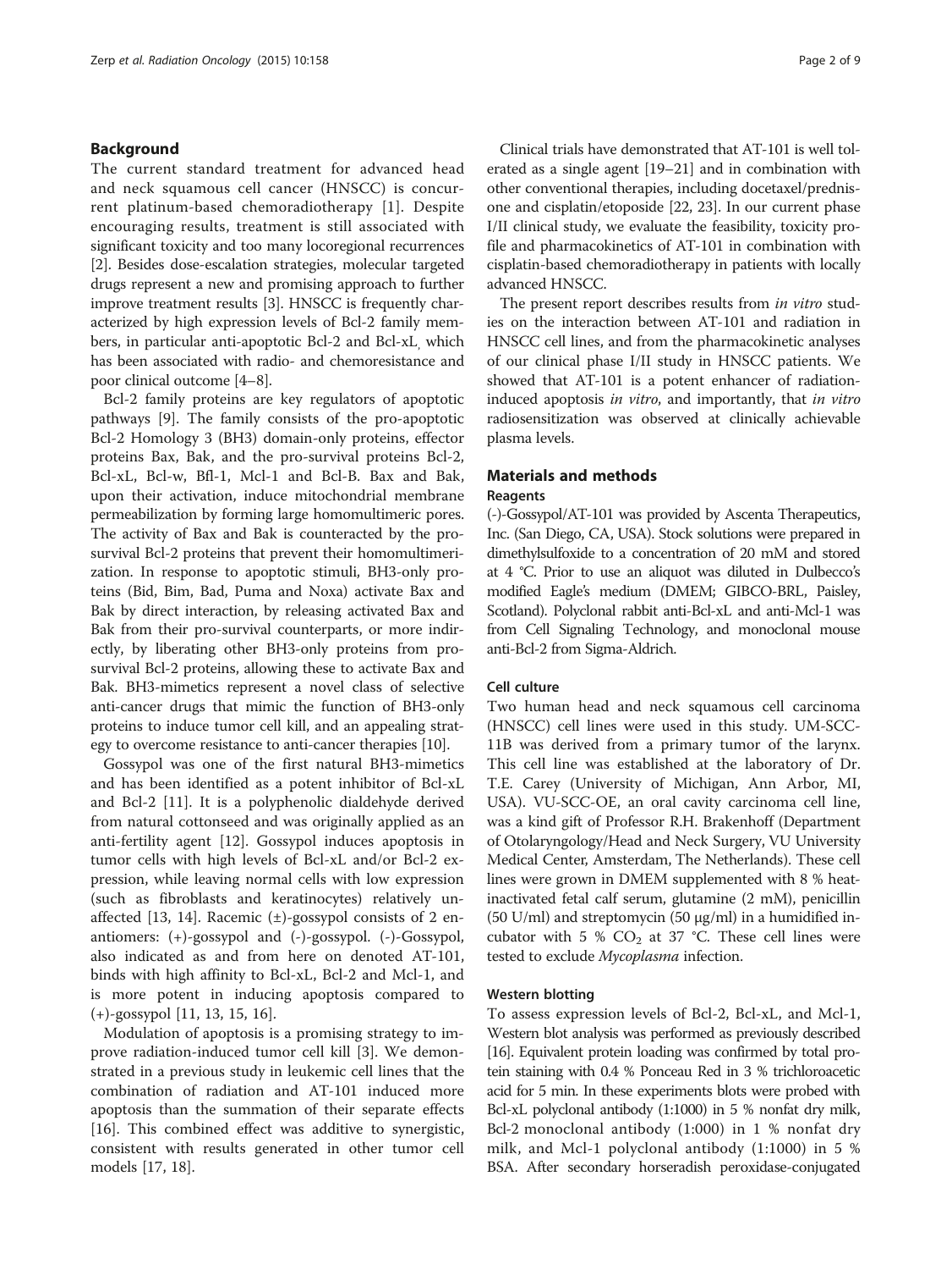## Background

The current standard treatment for advanced head and neck squamous cell cancer (HNSCC) is concurrent platinum-based chemoradiotherapy [1]. Despite encouraging results, treatment is still associated with significant toxicity and too many locoregional recurrences [2]. Besides dose-escalation strategies, molecular targeted drugs represent a new and promising approach to further improve treatment results [3]. HNSCC is frequently characterized by high expression levels of Bcl-2 family members, in particular anti-apoptotic Bcl-2 and Bcl-xL, which has been associated with radio- and chemoresistance and poor clinical outcome [4–8].

Bcl-2 family proteins are key regulators of apoptotic pathways [9]. The family consists of the pro-apoptotic Bcl-2 Homology 3 (BH3) domain-only proteins, effector proteins Bax, Bak, and the pro-survival proteins Bcl-2, Bcl-xL, Bcl-w, Bfl-1, Mcl-1 and Bcl-B. Bax and Bak, upon their activation, induce mitochondrial membrane permeabilization by forming large homomultimeric pores. The activity of Bax and Bak is counteracted by the pro-survival Bcl-2 proteins that prevent their homomultimerization. In response to apoptotic stimuli, BH3-only proteins (Bid, Bim, Bad, Puma and Noxa) activate Bax and Bak by direct interaction, by releasing activated Bax and Bak from their pro-survival counterparts, or more indirectly, by liberating other BH3-only proteins from pro-survival Bcl-2 proteins, allowing these to activate Bax and Bak. BH3-mimetics represent a novel class of selective anti-cancer drugs that mimic the function of BH3-only proteins to induce tumor cell kill, and an appealing strategy to overcome resistance to anti-cancer therapies [10].

Gossypol was one of the first natural BH3-mimetics and has been identified as a potent inhibitor of Bcl-xL and Bcl-2 [11]. It is a polyphenolic dialdehyde derived from natural cottonseed and was originally applied as an anti-fertility agent [12]. Gossypol induces apoptosis in tumor cells with high levels of Bcl-xL and/or Bcl-2 expression, while leaving normal cells with low expression (such as fibroblasts and keratinocytes) relatively unaffected [13, 14]. Racemic (±)-gossypol consists of 2 enantiomers: (+)-gossypol and (-)-gossypol. (-)-Gossypol, also indicated as and from here on denoted AT-101, binds with high affinity to Bcl-xL, Bcl-2 and Mcl-1, and is more potent in inducing apoptosis compared to (+)-gossypol [11, 13, 15, 16].

Modulation of apoptosis is a promising strategy to improve radiation-induced tumor cell kill [3]. We demonstrated in a previous study in leukemic cell lines that the combination of radiation and AT-101 induced more apoptosis than the summation of their separate effects [16]. This combined effect was additive to synergistic, consistent with results generated in other tumor cell models [17, 18].

Clinical trials have demonstrated that AT-101 is well tolerated as a single agent [19–21] and in combination with other conventional therapies, including docetaxel/prednisone and cisplatin/etoposide [22, 23]. In our current phase I/II clinical study, we evaluate the feasibility, toxicity profile and pharmacokinetics of AT-101 in combination with cisplatin-based chemoradiotherapy in patients with locally advanced HNSCC.

The present report describes results from *in vitro* studies on the interaction between AT-101 and radiation in HNSCC cell lines, and from the pharmacokinetic analyses of our clinical phase I/II study in HNSCC patients. We showed that AT-101 is a potent enhancer of radiation-induced apoptosis *in vitro*, and importantly, that *in vitro* radiosensitization was observed at clinically achievable plasma levels.

## Materials and methods

### Reagents

(-)-Gossypol/AT-101 was provided by Ascenta Therapeutics, Inc. (San Diego, CA, USA). Stock solutions were prepared in dimethylsulfoxide to a concentration of 20 mM and stored at 4 °C. Prior to use an aliquot was diluted in Dulbecco's modified Eagle's medium (DMEM; GIBCO-BRL, Paisley, Scotland). Polyclonal rabbit anti-Bcl-xL and anti-Mcl-1 was from Cell Signaling Technology, and monoclonal mouse anti-Bcl-2 from Sigma-Aldrich.

### Cell culture

Two human head and neck squamous cell carcinoma (HNSCC) cell lines were used in this study. UM-SCC-11B was derived from a primary tumor of the larynx. This cell line was established at the laboratory of Dr. T.E. Carey (University of Michigan, Ann Arbor, MI, USA). VU-SCC-OE, an oral cavity carcinoma cell line, was a kind gift of Professor R.H. Brakenhoff (Department of Otolaryngology/Head and Neck Surgery, VU University Medical Center, Amsterdam, The Netherlands). These cell lines were grown in DMEM supplemented with 8 % heat-inactivated fetal calf serum, glutamine (2 mM), penicillin (50 U/ml) and streptomycin (50 μg/ml) in a humidified incubator with 5 % $CO_2$ at 37 °C. These cell lines were tested to exclude *Mycoplasma* infection.

### Western blotting

To assess expression levels of Bcl-2, Bcl-xL, and Mcl-1, Western blot analysis was performed as previously described [16]. Equivalent protein loading was confirmed by total protein staining with 0.4 % Ponceau Red in 3 % trichloroacetic acid for 5 min. In these experiments blots were probed with Bcl-xL polyclonal antibody (1:1000) in 5 % nonfat dry milk, Bcl-2 monoclonal antibody (1:000) in 1 % nonfat dry milk, and Mcl-1 polyclonal antibody (1:1000) in 5 % BSA. After secondary horseradish peroxidase-conjugated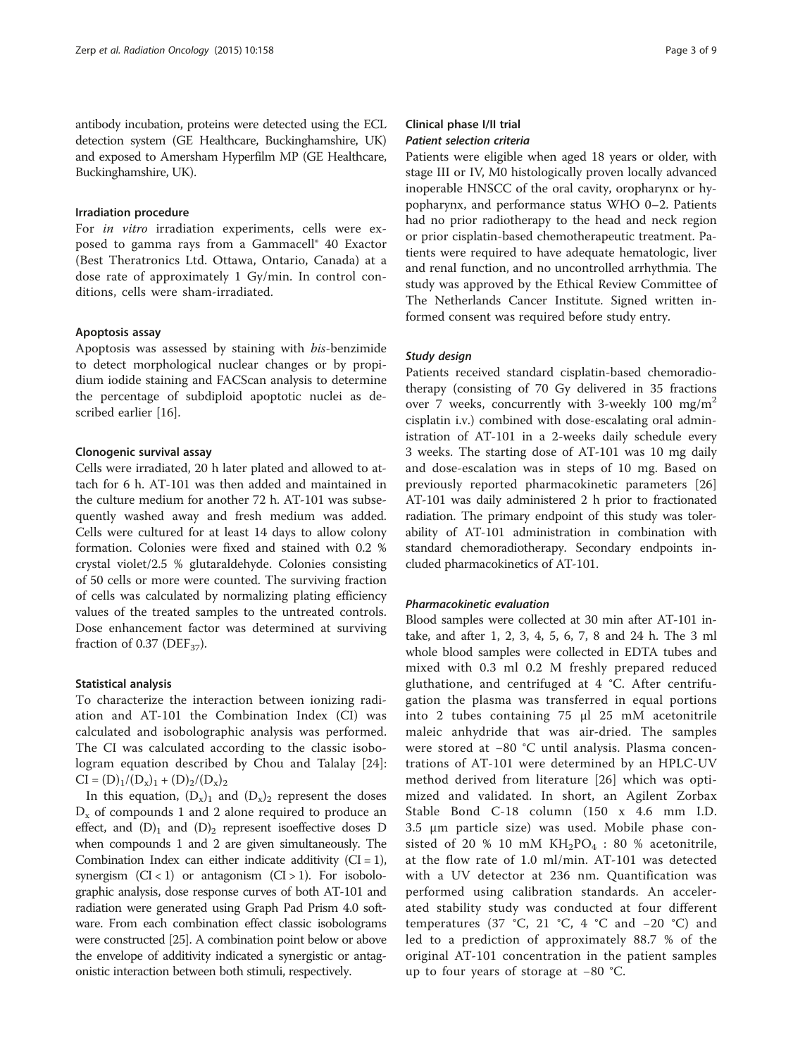antibody incubation, proteins were detected using the ECL detection system (GE Healthcare, Buckinghamshire, UK) and exposed to Amersham Hyperfilm MP (GE Healthcare, Buckinghamshire, UK).

### Irradiation procedure

For *in vitro* irradiation experiments, cells were exposed to gamma rays from a Gammacell® 40 Exactor (Best Theratronics Ltd. Ottawa, Ontario, Canada) at a dose rate of approximately 1 Gy/min. In control conditions, cells were sham-irradiated.

### Apoptosis assay

Apoptosis was assessed by staining with *bis*-benzimide to detect morphological nuclear changes or by propidium iodide staining and FACScan analysis to determine the percentage of subdiploid apoptotic nuclei as described earlier [16].

### Clonogenic survival assay

Cells were irradiated, 20 h later plated and allowed to attach for 6 h. AT-101 was then added and maintained in the culture medium for another 72 h. AT-101 was subsequently washed away and fresh medium was added. Cells were cultured for at least 14 days to allow colony formation. Colonies were fixed and stained with 0.2 % crystal violet/2.5 % glutaraldehyde. Colonies consisting of 50 cells or more were counted. The surviving fraction of cells was calculated by normalizing plating efficiency values of the treated samples to the untreated controls. Dose enhancement factor was determined at surviving fraction of 0.37 ($DEF_{37}$).

### Statistical analysis

To characterize the interaction between ionizing radiation and AT-101 the Combination Index (CI) was calculated and isobolographic analysis was performed. The CI was calculated according to the classic isobologram equation described by Chou and Talalay [24]:

$$CI = (D)_1/(D_x)_1 + (D)_2/(D_x)_2$$

In this equation, $(D_x)_1$ and $(D_x)_2$ represent the doses $D_x$ of compounds 1 and 2 alone required to produce an effect, and $(D)_1$ and $(D)_2$ represent isoeffective doses D when compounds 1 and 2 are given simultaneously. The Combination Index can either indicate additivity ($CI = 1$), synergism ($CI < 1$) or antagonism ($CI > 1$). For isobolographic analysis, dose response curves of both AT-101 and radiation were generated using Graph Pad Prism 4.0 software. From each combination effect classic isobolograms were constructed [25]. A combination point below or above the envelope of additivity indicated a synergistic or antagonistic interaction between both stimuli, respectively.

### Clinical phase I/II trial

#### *Patient selection criteria*

Patients were eligible when aged 18 years or older, with stage III or IV, M0 histologically proven locally advanced inoperable HNSCC of the oral cavity, oropharynx or hypopharynx, and performance status WHO 0–2. Patients had no prior radiotherapy to the head and neck region or prior cisplatin-based chemotherapeutic treatment. Patients were required to have adequate hematologic, liver and renal function, and no uncontrolled arrhythmia. The study was approved by the Ethical Review Committee of The Netherlands Cancer Institute. Signed written informed consent was required before study entry.

#### *Study design*

Patients received standard cisplatin-based chemoradiotherapy (consisting of 70 Gy delivered in 35 fractions over 7 weeks, concurrently with 3-weekly 100 $mg/m^2$ cisplatin i.v.) combined with dose-escalating oral administration of AT-101 in a 2-weeks daily schedule every 3 weeks. The starting dose of AT-101 was 10 mg daily and dose-escalation was in steps of 10 mg. Based on previously reported pharmacokinetic parameters [26] AT-101 was daily administered 2 h prior to fractionated radiation. The primary endpoint of this study was tolerability of AT-101 administration in combination with standard chemoradiotherapy. Secondary endpoints included pharmacokinetics of AT-101.

#### *Pharmacokinetic evaluation*

Blood samples were collected at 30 min after AT-101 intake, and after 1, 2, 3, 4, 5, 6, 7, 8 and 24 h. The 3 ml whole blood samples were collected in EDTA tubes and mixed with 0.3 ml 0.2 M freshly prepared reduced gluthatione, and centrifuged at 4 °C. After centrifugation the plasma was transferred in equal portions into 2 tubes containing 75 μl 25 mM acetonitrile maleic anhydride that was air-dried. The samples were stored at −80 °C until analysis. Plasma concentrations of AT-101 were determined by an HPLC-UV method derived from literature [26] which was optimized and validated. In short, an Agilent Zorbax Stable Bond C-18 column (150 x 4.6 mm I.D. 3.5 μm particle size) was used. Mobile phase consisted of 20 % 10 mM $KH_2PO_4$ : 80 % acetonitrile, at the flow rate of 1.0 ml/min. AT-101 was detected with a UV detector at 236 nm. Quantification was performed using calibration standards. An accelerated stability study was conducted at four different temperatures (37 °C, 21 °C, 4 °C and −20 °C) and led to a prediction of approximately 88.7 % of the original AT-101 concentration in the patient samples up to four years of storage at −80 °C.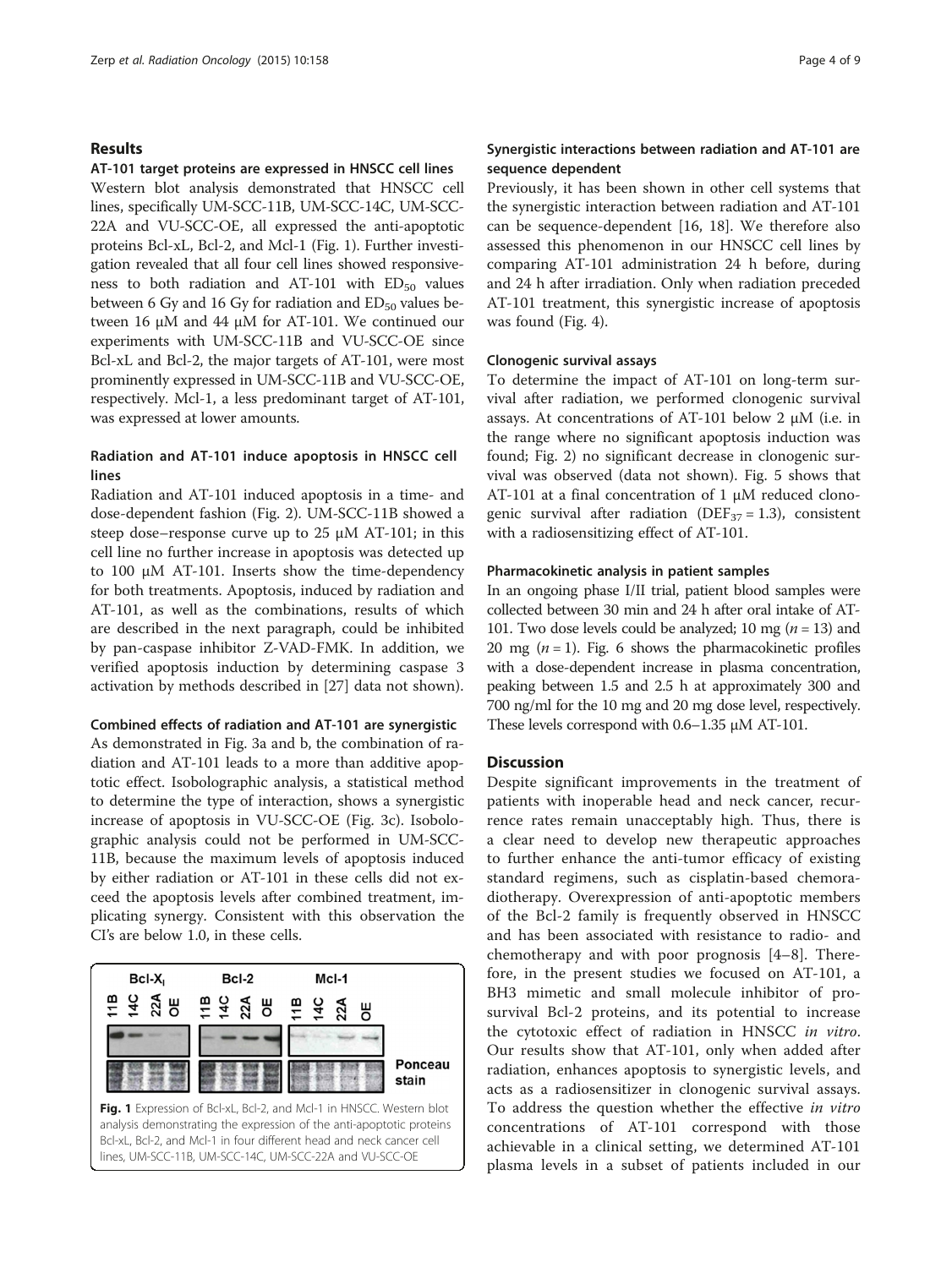## Results

### AT-101 target proteins are expressed in HNSCC cell lines

Western blot analysis demonstrated that HNSCC cell lines, specifically UM-SCC-11B, UM-SCC-14C, UM-SCC-22A and VU-SCC-OE, all expressed the anti-apoptotic proteins Bcl-xL, Bcl-2, and Mcl-1 (Fig. 1). Further investigation revealed that all four cell lines showed responsiveness to both radiation and AT-101 with $ED_{50}$ values between 6 Gy and 16 Gy for radiation and $ED_{50}$ values between 16 μM and 44 μM for AT-101. We continued our experiments with UM-SCC-11B and VU-SCC-OE since Bcl-xL and Bcl-2, the major targets of AT-101, were most prominently expressed in UM-SCC-11B and VU-SCC-OE, respectively. Mcl-1, a less predominant target of AT-101, was expressed at lower amounts.

### Radiation and AT-101 induce apoptosis in HNSCC cell lines

Radiation and AT-101 induced apoptosis in a time- and dose-dependent fashion (Fig. 2). UM-SCC-11B showed a steep dose–response curve up to 25 μM AT-101; in this cell line no further increase in apoptosis was detected up to 100 μM AT-101. Inserts show the time-dependency for both treatments. Apoptosis, induced by radiation and AT-101, as well as the combinations, results of which are described in the next paragraph, could be inhibited by pan-caspase inhibitor Z-VAD-FMK. In addition, we verified apoptosis induction by determining caspase 3 activation by methods described in [27] data not shown).

### Combined effects of radiation and AT-101 are synergistic

As demonstrated in Fig. 3a and b, the combination of radiation and AT-101 leads to a more than additive apoptotic effect. Isobolographic analysis, a statistical method to determine the type of interaction, shows a synergistic increase of apoptosis in VU-SCC-OE (Fig. 3c). Isobolographic analysis could not be performed in UM-SCC-11B, because the maximum levels of apoptosis induced by either radiation or AT-101 in these cells did not exceed the apoptosis levels after combined treatment, implicating synergy. Consistent with this observation the CI's are below 1.0, in these cells.

**Fig. 1** Expression of Bcl-xL, Bcl-2, and Mcl-1 in HNSCC. Western blot analysis demonstrating the expression of the anti-apoptotic proteins Bcl-xL, Bcl-2, and Mcl-1 in four different head and neck cancer cell lines, UM-SCC-11B, UM-SCC-14C, UM-SCC-22A and VU-SCC-OE

### Synergistic interactions between radiation and AT-101 are sequence dependent

Previously, it has been shown in other cell systems that the synergistic interaction between radiation and AT-101 can be sequence-dependent [16, 18]. We therefore also assessed this phenomenon in our HNSCC cell lines by comparing AT-101 administration 24 h before, during and 24 h after irradiation. Only when radiation preceded AT-101 treatment, this synergistic increase of apoptosis was found (Fig. 4).

### Clonogenic survival assays

To determine the impact of AT-101 on long-term survival after radiation, we performed clonogenic survival assays. At concentrations of AT-101 below 2 μM (i.e. in the range where no significant apoptosis induction was found; Fig. 2) no significant decrease in clonogenic survival was observed (data not shown). Fig. 5 shows that AT-101 at a final concentration of 1 μM reduced clonogenic survival after radiation ($DEF_{37} = 1.3$), consistent with a radiosensitizing effect of AT-101.

### Pharmacokinetic analysis in patient samples

In an ongoing phase I/II trial, patient blood samples were collected between 30 min and 24 h after oral intake of AT-101. Two dose levels could be analyzed; 10 mg ($n = 13$) and 20 mg ($n = 1$). Fig. 6 shows the pharmacokinetic profiles with a dose-dependent increase in plasma concentration, peaking between 1.5 and 2.5 h at approximately 300 and 700 ng/ml for the 10 mg and 20 mg dose level, respectively. These levels correspond with 0.6–1.35 μM AT-101.

## Discussion

Despite significant improvements in the treatment of patients with inoperable head and neck cancer, recurrence rates remain unacceptably high. Thus, there is a clear need to develop new therapeutic approaches to further enhance the anti-tumor efficacy of existing standard regimens, such as cisplatin-based chemoradiotherapy. Overexpression of anti-apoptotic members of the Bcl-2 family is frequently observed in HNSCC and has been associated with resistance to radio- and chemotherapy and with poor prognosis [4–8]. Therefore, in the present studies we focused on AT-101, a BH3 mimetic and small molecule inhibitor of pro-survival Bcl-2 proteins, and its potential to increase the cytotoxic effect of radiation in HNSCC *in vitro*. Our results show that AT-101, only when added after radiation, enhances apoptosis to synergistic levels, and acts as a radiosensitizer in clonogenic survival assays. To address the question whether the effective *in vitro* concentrations of AT-101 correspond with those achievable in a clinical setting, we determined AT-101 plasma levels in a subset of patients included in our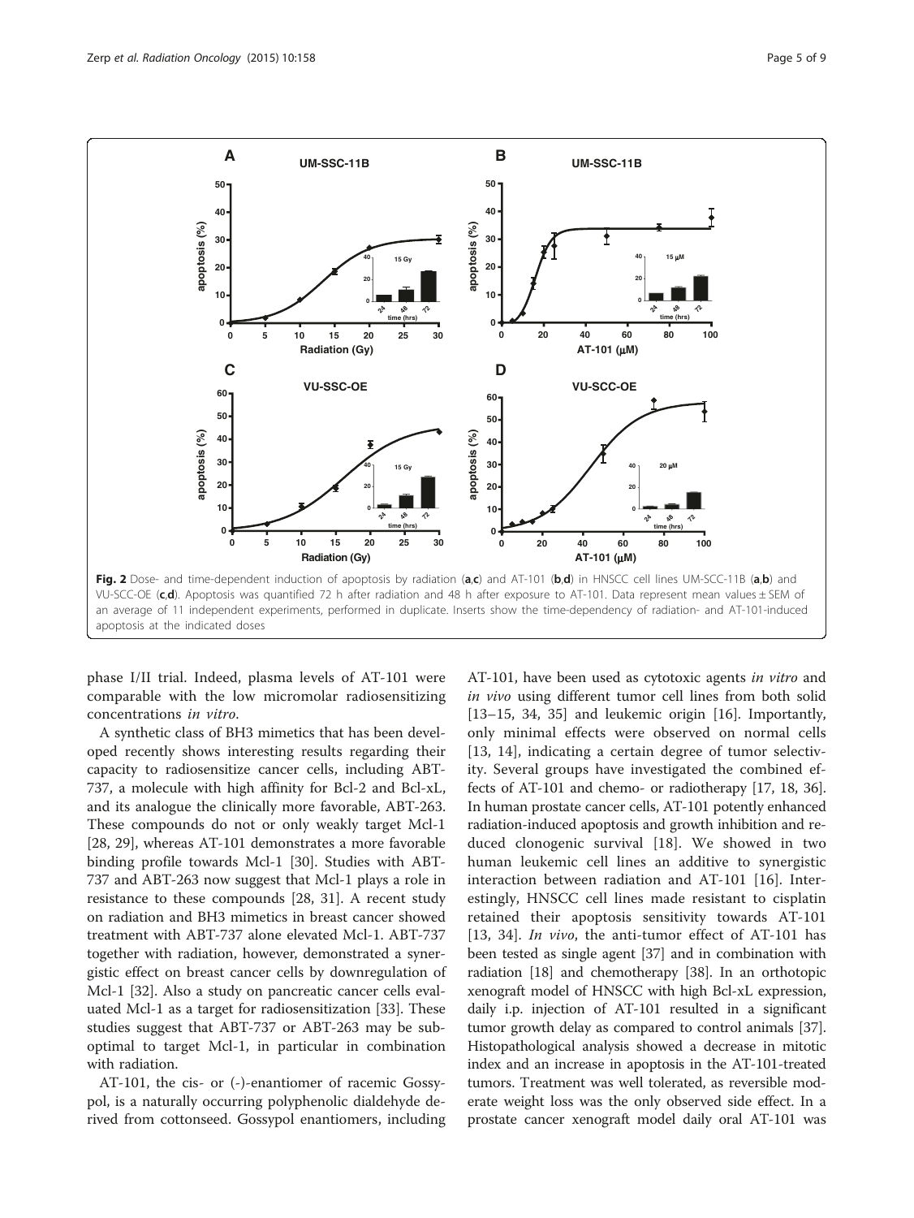**Fig. 2** Dose- and time-dependent induction of apoptosis by radiation (**a**,**c**) and AT-101 (**b**,**d**) in HNSCC cell lines UM-SCC-11B (**a**,**b**) and VU-SCC-OE (**c**,**d**). Apoptosis was quantified 72 h after radiation and 48 h after exposure to AT-101. Data represent mean values ± SEM of an average of 11 independent experiments, performed in duplicate. Inserts show the time-dependency of radiation- and AT-101-induced apoptosis at the indicated doses

phase I/II trial. Indeed, plasma levels of AT-101 were comparable with the low micromolar radiosensitizing concentrations *in vitro*.

A synthetic class of BH3 mimetics that has been developed recently shows interesting results regarding their capacity to radiosensitize cancer cells, including ABT-737, a molecule with high affinity for Bcl-2 and Bcl-xL, and its analogue the clinically more favorable, ABT-263. These compounds do not or only weakly target Mcl-1 [28, 29], whereas AT-101 demonstrates a more favorable binding profile towards Mcl-1 [30]. Studies with ABT-737 and ABT-263 now suggest that Mcl-1 plays a role in resistance to these compounds [28, 31]. A recent study on radiation and BH3 mimetics in breast cancer showed treatment with ABT-737 alone elevated Mcl-1. ABT-737 together with radiation, however, demonstrated a synergistic effect on breast cancer cells by downregulation of Mcl-1 [32]. Also a study on pancreatic cancer cells evaluated Mcl-1 as a target for radiosensitization [33]. These studies suggest that ABT-737 or ABT-263 may be suboptimal to target Mcl-1, in particular in combination with radiation.

AT-101, the cis- or (-)-enantiomer of racemic Gossypol, is a naturally occurring polyphenolic dialdehyde derived from cottonseed. Gossypol enantiomers, including AT-101, have been used as cytotoxic agents *in vitro* and *in vivo* using different tumor cell lines from both solid [13–15, 34, 35] and leukemic origin [16]. Importantly, only minimal effects were observed on normal cells [13, 14], indicating a certain degree of tumor selectivity. Several groups have investigated the combined effects of AT-101 and chemo- or radiotherapy [17, 18, 36]. In human prostate cancer cells, AT-101 potently enhanced radiation-induced apoptosis and growth inhibition and reduced clonogenic survival [18]. We showed in two human leukemic cell lines an additive to synergistic interaction between radiation and AT-101 [16]. Interestingly, HNSCC cell lines made resistant to cisplatin retained their apoptosis sensitivity towards AT-101 [13, 34]. *In vivo*, the anti-tumor effect of AT-101 has been tested as single agent [37] and in combination with radiation [18] and chemotherapy [38]. In an orthotopic xenograft model of HNSCC with high Bcl-xL expression, daily i.p. injection of AT-101 resulted in a significant tumor growth delay as compared to control animals [37]. Histopathological analysis showed a decrease in mitotic index and an increase in apoptosis in the AT-101-treated tumors. Treatment was well tolerated, as reversible moderate weight loss was the only observed side effect. In a prostate cancer xenograft model daily oral AT-101 was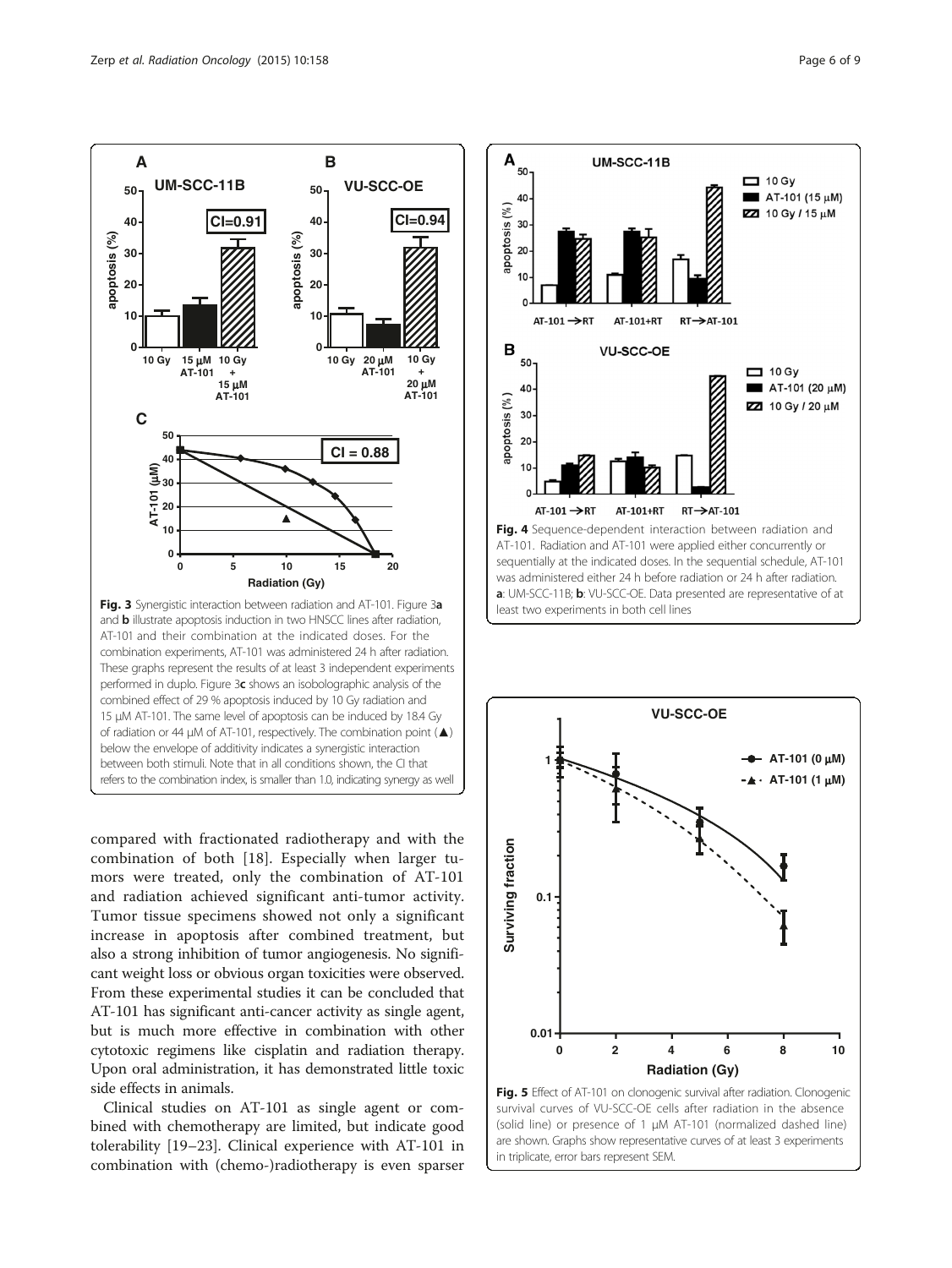**Fig. 3** Synergistic interaction between radiation and AT-101. Figure 3**a** and **b** illustrate apoptosis induction in two HNSCC lines after radiation, AT-101 and their combination at the indicated doses. For the combination experiments, AT-101 was administered 24 h after radiation. These graphs represent the results of at least 3 independent experiments performed in duplo. Figure 3**c** shows an isobolographic analysis of the combined effect of 29 % apoptosis induced by 10 Gy radiation and 15 μM AT-101. The same level of apoptosis can be induced by 18.4 Gy of radiation or 44 μM of AT-101, respectively. The combination point (▲) below the envelope of additivity indicates a synergistic interaction between both stimuli. Note that in all conditions shown, the CI that refers to the combination index, is smaller than 1.0, indicating synergy as well

**Fig. 4** Sequence-dependent interaction between radiation and AT-101. Radiation and AT-101 were applied either concurrently or sequentially at the indicated doses. In the sequential schedule, AT-101 was administered either 24 h before radiation or 24 h after radiation. **a**: UM-SCC-11B; **b**: VU-SCC-OE. Data presented are representative of at least two experiments in both cell lines

compared with fractionated radiotherapy and with the combination of both [18]. Especially when larger tumors were treated, only the combination of AT-101 and radiation achieved significant anti-tumor activity. Tumor tissue specimens showed not only a significant increase in apoptosis after combined treatment, but also a strong inhibition of tumor angiogenesis. No significant weight loss or obvious organ toxicities were observed. From these experimental studies it can be concluded that AT-101 has significant anti-cancer activity as single agent, but is much more effective in combination with other cytotoxic regimens like cisplatin and radiation therapy. Upon oral administration, it has demonstrated little toxic side effects in animals.

Clinical studies on AT-101 as single agent or combined with chemotherapy are limited, but indicate good tolerability [19–23]. Clinical experience with AT-101 in combination with (chemo-)radiotherapy is even sparser

**Fig. 5** Effect of AT-101 on clonogenic survival after radiation. Clonogenic survival curves of VU-SCC-OE cells after radiation in the absence (solid line) or presence of 1 μM AT-101 (normalized dashed line) are shown. Graphs show representative curves of at least 3 experiments in triplicate, error bars represent SEM.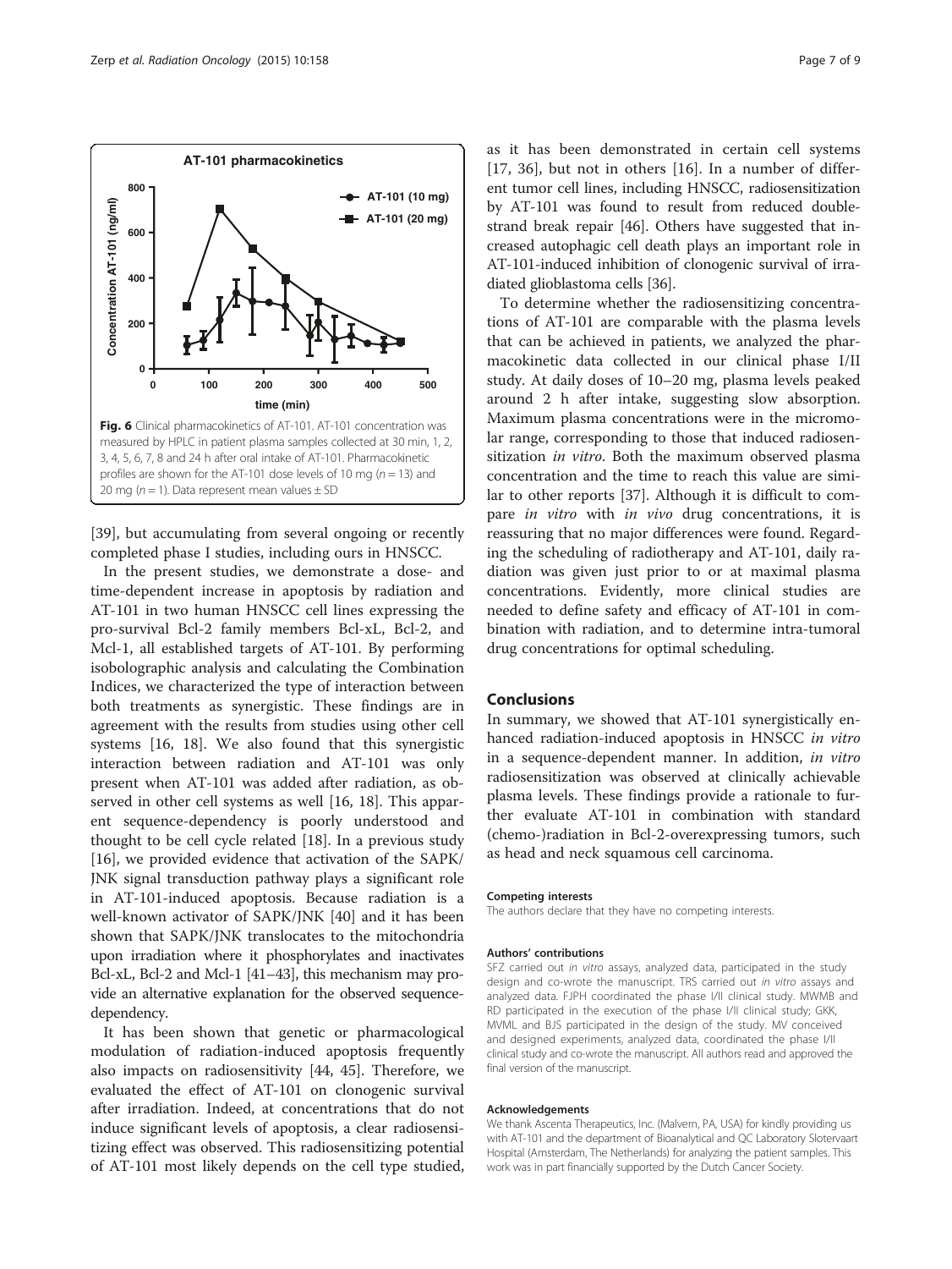**Fig. 6** Clinical pharmacokinetics of AT-101. AT-101 concentration was measured by HPLC in patient plasma samples collected at 30 min, 1, 2, 3, 4, 5, 6, 7, 8 and 24 h after oral intake of AT-101. Pharmacokinetic profiles are shown for the AT-101 dose levels of 10 mg ($n = 13$) and 20 mg ($n = 1$). Data represent mean values ± SD

[39], but accumulating from several ongoing or recently completed phase I studies, including ours in HNSCC.

In the present studies, we demonstrate a dose- and time-dependent increase in apoptosis by radiation and AT-101 in two human HNSCC cell lines expressing the pro-survival Bcl-2 family members Bcl-xL, Bcl-2, and Mcl-1, all established targets of AT-101. By performing isobolographic analysis and calculating the Combination Indices, we characterized the type of interaction between both treatments as synergistic. These findings are in agreement with the results from studies using other cell systems [16, 18]. We also found that this synergistic interaction between radiation and AT-101 was only present when AT-101 was added after radiation, as observed in other cell systems as well [16, 18]. This apparent sequence-dependency is poorly understood and thought to be cell cycle related [18]. In a previous study [16], we provided evidence that activation of the SAPK/JNK signal transduction pathway plays a significant role in AT-101-induced apoptosis. Because radiation is a well-known activator of SAPK/JNK [40] and it has been shown that SAPK/JNK translocates to the mitochondria upon irradiation where it phosphorylates and inactivates Bcl-xL, Bcl-2 and Mcl-1 [41–43], this mechanism may provide an alternative explanation for the observed sequence-dependency.

It has been shown that genetic or pharmacological modulation of radiation-induced apoptosis frequently also impacts on radiosensitivity [44, 45]. Therefore, we evaluated the effect of AT-101 on clonogenic survival after irradiation. Indeed, at concentrations that do not induce significant levels of apoptosis, a clear radiosensitizing effect was observed. This radiosensitizing potential of AT-101 most likely depends on the cell type studied, as it has been demonstrated in certain cell systems [17, 36], but not in others [16]. In a number of different tumor cell lines, including HNSCC, radiosensitization by AT-101 was found to result from reduced double-strand break repair [46]. Others have suggested that increased autophagic cell death plays an important role in AT-101-induced inhibition of clonogenic survival of irradiated glioblastoma cells [36].

To determine whether the radiosensitizing concentrations of AT-101 are comparable with the plasma levels that can be achieved in patients, we analyzed the pharmacokinetic data collected in our clinical phase I/II study. At daily doses of 10–20 mg, plasma levels peaked around 2 h after intake, suggesting slow absorption. Maximum plasma concentrations were in the micromolar range, corresponding to those that induced radiosensitization *in vitro*. Both the maximum observed plasma concentration and the time to reach this value are similar to other reports [37]. Although it is difficult to compare *in vitro* with *in vivo* drug concentrations, it is reassuring that no major differences were found. Regarding the scheduling of radiotherapy and AT-101, daily radiation was given just prior to or at maximal plasma concentrations. Evidently, more clinical studies are needed to define safety and efficacy of AT-101 in combination with radiation, and to determine intra-tumoral drug concentrations for optimal scheduling.

## Conclusions

In summary, we showed that AT-101 synergistically enhanced radiation-induced apoptosis in HNSCC *in vitro* in a sequence-dependent manner. In addition, *in vitro* radiosensitization was observed at clinically achievable plasma levels. These findings provide a rationale to further evaluate AT-101 in combination with standard (chemo-)radiation in Bcl-2-overexpressing tumors, such as head and neck squamous cell carcinoma.

#### Competing interests

The authors declare that they have no competing interests.

#### Authors' contributions

SFZ carried out *in vitro* assays, analyzed data, participated in the study design and co-wrote the manuscript. TRS carried out *in vitro* assays and analyzed data. FJPH coordinated the phase I/II clinical study. MWMB and RD participated in the execution of the phase I/II clinical study; GKK, MVML and BJS participated in the design of the study. MV conceived and designed experiments, analyzed data, coordinated the phase I/II clinical study and co-wrote the manuscript. All authors read and approved the final version of the manuscript.

#### Acknowledgements

We thank Ascenta Therapeutics, Inc. (Malvern, PA, USA) for kindly providing us with AT-101 and the department of Bioanalytical and QC Laboratory Slotervaart Hospital (Amsterdam, The Netherlands) for analyzing the patient samples. This work was in part financially supported by the Dutch Cancer Society.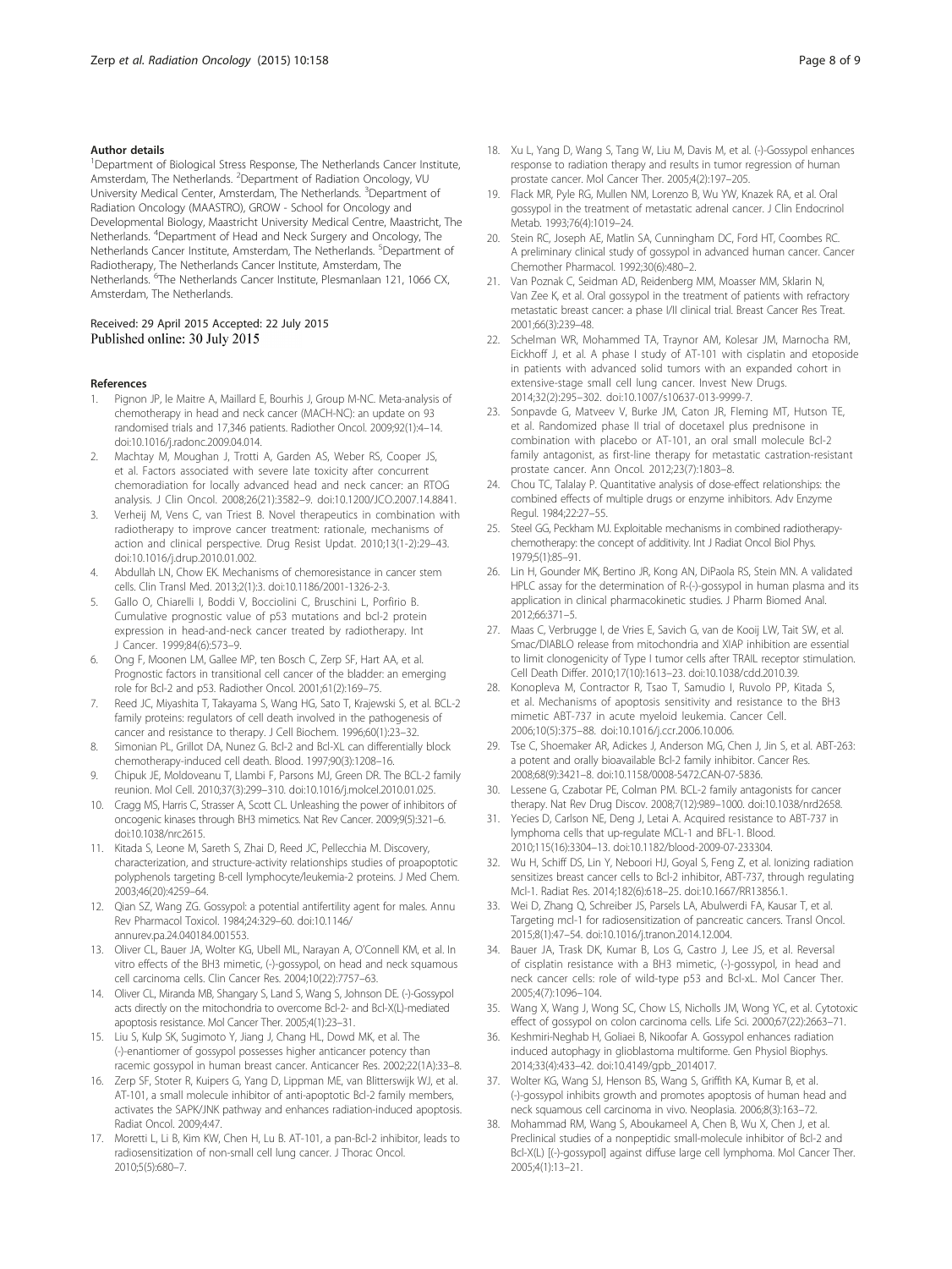#### Author details

[1]Department of Biological Stress Response, The Netherlands Cancer Institute, Amsterdam, The Netherlands. [2]Department of Radiation Oncology, VU University Medical Center, Amsterdam, The Netherlands. [3]Department of Radiation Oncology (MAASTRO), GROW - School for Oncology and Developmental Biology, Maastricht University Medical Centre, Maastricht, The Netherlands. [4]Department of Head and Neck Surgery and Oncology, The Netherlands Cancer Institute, Amsterdam, The Netherlands. [5]Department of Radiotherapy, The Netherlands Cancer Institute, Amsterdam, The Netherlands. [6]The Netherlands Cancer Institute, Plesmanlaan 121, 1066 CX, Amsterdam, The Netherlands.

Received: 29 April 2015 Accepted: 22 July 2015
Published online: 30 July 2015

#### References

1. Pignon JP, le Maitre A, Maillard E, Bourhis J, Group M-NC. Meta-analysis of chemotherapy in head and neck cancer (MACH-NC): an update on 93 randomised trials and 17,346 patients. Radiother Oncol. 2009;92(1):4–14. doi:10.1016/j.radonc.2009.04.014.
2. Machtay M, Moughan J, Trotti A, Garden AS, Weber RS, Cooper JS, et al. Factors associated with severe late toxicity after concurrent chemoradiation for locally advanced head and neck cancer: an RTOG analysis. J Clin Oncol. 2008;26(21):3582–9. doi:10.1200/JCO.2007.14.8841.
3. Verheij M, Vens C, van Triest B. Novel therapeutics in combination with radiotherapy to improve cancer treatment: rationale, mechanisms of action and clinical perspective. Drug Resist Updat. 2010;13(1-2):29–43. doi:10.1016/j.drup.2010.01.002.
4. Abdullah LN, Chow EK. Mechanisms of chemoresistance in cancer stem cells. Clin Transl Med. 2013;2(1):3. doi:10.1186/2001-1326-2-3.
5. Gallo O, Chiarelli I, Boddi V, Bocciolini C, Bruschini L, Porfirio B. Cumulative prognostic value of p53 mutations and bcl-2 protein expression in head-and-neck cancer treated by radiotherapy. Int J Cancer. 1999;84(6):573–9.
6. Ong F, Moonen LM, Gallee MP, ten Bosch C, Zerp SF, Hart AA, et al. Prognostic factors in transitional cell cancer of the bladder: an emerging role for Bcl-2 and p53. Radiother Oncol. 2001;61(2):169–75.
7. Reed JC, Miyashita T, Takayama S, Wang HG, Sato T, Krajewski S, et al. BCL-2 family proteins: regulators of cell death involved in the pathogenesis of cancer and resistance to therapy. J Cell Biochem. 1996;60(1):23–32.
8. Simonian PL, Grillot DA, Nunez G. Bcl-2 and Bcl-XL can differentially block chemotherapy-induced cell death. Blood. 1997;90(3):1208–16.
9. Chipuk JE, Moldoveanu T, Llambi F, Parsons MJ, Green DR. The BCL-2 family reunion. Mol Cell. 2010;37(3):299–310. doi:10.1016/j.molcel.2010.01.025.
10. Cragg MS, Harris C, Strasser A, Scott CL. Unleashing the power of inhibitors of oncogenic kinases through BH3 mimetics. Nat Rev Cancer. 2009;9(5):321–6. doi:10.1038/nrc2615.
11. Kitada S, Leone M, Sareth S, Zhai D, Reed JC, Pellecchia M. Discovery, characterization, and structure-activity relationships studies of proapoptotic polyphenols targeting B-cell lymphocyte/leukemia-2 proteins. J Med Chem. 2003;46(20):4259–64.
12. Qian SZ, Wang ZG. Gossypol: a potential antifertility agent for males. Annu Rev Pharmacol Toxicol. 1984;24:329–60. doi:10.1146/annurev.pa.24.040184.001553.
13. Oliver CL, Bauer JA, Wolter KG, Ubell ML, Narayan A, O'Connell KM, et al. In vitro effects of the BH3 mimetic, (-)-gossypol, on head and neck squamous cell carcinoma cells. Clin Cancer Res. 2004;10(22):7757–63.
14. Oliver CL, Miranda MB, Shangary S, Land S, Wang S, Johnson DE. (-)-Gossypol acts directly on the mitochondria to overcome Bcl-2- and Bcl-X(L)-mediated apoptosis resistance. Mol Cancer Ther. 2005;4(1):23–31.
15. Liu S, Kulp SK, Sugimoto Y, Jiang J, Chang HL, Dowd MK, et al. The (-)-enantiomer of gossypol possesses higher anticancer potency than racemic gossypol in human breast cancer. Anticancer Res. 2002;22(1A):33–8.
16. Zerp SF, Stoter R, Kuipers G, Yang D, Lippman ME, van Blitterswijk WJ, et al. AT-101, a small molecule inhibitor of anti-apoptotic Bcl-2 family members, activates the SAPK/JNK pathway and enhances radiation-induced apoptosis. Radiat Oncol. 2009;4:47.
17. Moretti L, Li B, Kim KW, Chen H, Lu B. AT-101, a pan-Bcl-2 inhibitor, leads to radiosensitization of non-small cell lung cancer. J Thorac Oncol. 2010;5(5):680–7.
18. Xu L, Yang D, Wang S, Tang W, Liu M, Davis M, et al. (-)-Gossypol enhances response to radiation therapy and results in tumor regression of human prostate cancer. Mol Cancer Ther. 2005;4(2):197–205.
19. Flack MR, Pyle RG, Mullen NM, Lorenzo B, Wu YW, Knazek RA, et al. Oral gossypol in the treatment of metastatic adrenal cancer. J Clin Endocrinol Metab. 1993;76(4):1019–24.
20. Stein RC, Joseph AE, Matlin SA, Cunningham DC, Ford HT, Coombes RC. A preliminary clinical study of gossypol in advanced human cancer. Cancer Chemother Pharmacol. 1992;30(6):480–2.
21. Van Poznak C, Seidman AD, Reidenberg MM, Moasser MM, Sklarin N, Van Zee K, et al. Oral gossypol in the treatment of patients with refractory metastatic breast cancer: a phase I/II clinical trial. Breast Cancer Res Treat. 2001;66(3):239–48.
22. Schelman WR, Mohammed TA, Traynor AM, Kolesar JM, Marnocha RM, Eickhoff J, et al. A phase I study of AT-101 with cisplatin and etoposide in patients with advanced solid tumors with an expanded cohort in extensive-stage small cell lung cancer. Invest New Drugs. 2014;32(2):295–302. doi:10.1007/s10637-013-9999-7.
23. Sonpavde G, Matveev V, Burke JM, Caton JR, Fleming MT, Hutson TE, et al. Randomized phase II trial of docetaxel plus prednisone in combination with placebo or AT-101, an oral small molecule Bcl-2 family antagonist, as first-line therapy for metastatic castration-resistant prostate cancer. Ann Oncol. 2012;23(7):1803–8.
24. Chou TC, Talalay P. Quantitative analysis of dose-effect relationships: the combined effects of multiple drugs or enzyme inhibitors. Adv Enzyme Regul. 1984;22:27–55.
25. Steel GG, Peckham MJ. Exploitable mechanisms in combined radiotherapy-chemotherapy: the concept of additivity. Int J Radiat Oncol Biol Phys. 1979;5(1):85–91.
26. Lin H, Gounder MK, Bertino JR, Kong AN, DiPaola RS, Stein MN. A validated HPLC assay for the determination of R-(-)-gossypol in human plasma and its application in clinical pharmacokinetic studies. J Pharm Biomed Anal. 2012;66:371–5.
27. Maas C, Verbrugge I, de Vries E, Savich G, van de Kooij LW, Tait SW, et al. Smac/DIABLO release from mitochondria and XIAP inhibition are essential to limit clonogenicity of Type I tumor cells after TRAIL receptor stimulation. Cell Death Differ. 2010;17(10):1613–23. doi:10.1038/cdd.2010.39.
28. Konopleva M, Contractor R, Tsao T, Samudio I, Ruvolo PP, Kitada S, et al. Mechanisms of apoptosis sensitivity and resistance to the BH3 mimetic ABT-737 in acute myeloid leukemia. Cancer Cell. 2006;10(5):375–88. doi:10.1016/j.ccr.2006.10.006.
29. Tse C, Shoemaker AR, Adickes J, Anderson MG, Chen J, Jin S, et al. ABT-263: a potent and orally bioavailable Bcl-2 family inhibitor. Cancer Res. 2008;68(9):3421–8. doi:10.1158/0008-5472.CAN-07-5836.
30. Lessene G, Czabotar PE, Colman PM. BCL-2 family antagonists for cancer therapy. Nat Rev Drug Discov. 2008;7(12):989–1000. doi:10.1038/nrd2658.
31. Yecies D, Carlson NE, Deng J, Letai A. Acquired resistance to ABT-737 in lymphoma cells that up-regulate MCL-1 and BFL-1. Blood. 2010;115(16):3304–13. doi:10.1182/blood-2009-07-233304.
32. Wu H, Schiff DS, Lin Y, Neboori HJ, Goyal S, Feng Z, et al. Ionizing radiation sensitizes breast cancer cells to Bcl-2 inhibitor, ABT-737, through regulating Mcl-1. Radiat Res. 2014;182(6):618–25. doi:10.1667/RR13856.1.
33. Wei D, Zhang Q, Schreiber JS, Parsels LA, Abulwerdi FA, Kausar T, et al. Targeting mcl-1 for radiosensitization of pancreatic cancers. Transl Oncol. 2015;8(1):47–54. doi:10.1016/j.tranon.2014.12.004.
34. Bauer JA, Trask DK, Kumar B, Los G, Castro J, Lee JS, et al. Reversal of cisplatin resistance with a BH3 mimetic, (-)-gossypol, in head and neck cancer cells: role of wild-type p53 and Bcl-xL. Mol Cancer Ther. 2005;4(7):1096–104.
35. Wang X, Wang J, Wong SC, Chow LS, Nicholls JM, Wong YC, et al. Cytotoxic effect of gossypol on colon carcinoma cells. Life Sci. 2000;67(22):2663–71.
36. Keshmiri-Neghab H, Goliaei B, Nikoofar A. Gossypol enhances radiation induced autophagy in glioblastoma multiforme. Gen Physiol Biophys. 2014;33(4):433–42. doi:10.4149/gpb_2014017.
37. Wolter KG, Wang SJ, Henson BS, Wang S, Griffith KA, Kumar B, et al. (-)-gossypol inhibits growth and promotes apoptosis of human head and neck squamous cell carcinoma in vivo. Neoplasia. 2006;8(3):163–72.
38. Mohammad RM, Wang S, Aboukameel A, Chen B, Wu X, Chen J, et al. Preclinical studies of a nonpeptidic small-molecule inhibitor of Bcl-2 and Bcl-X(L) [(-)-gossypol] against diffuse large cell lymphoma. Mol Cancer Ther. 2005;4(1):13–21.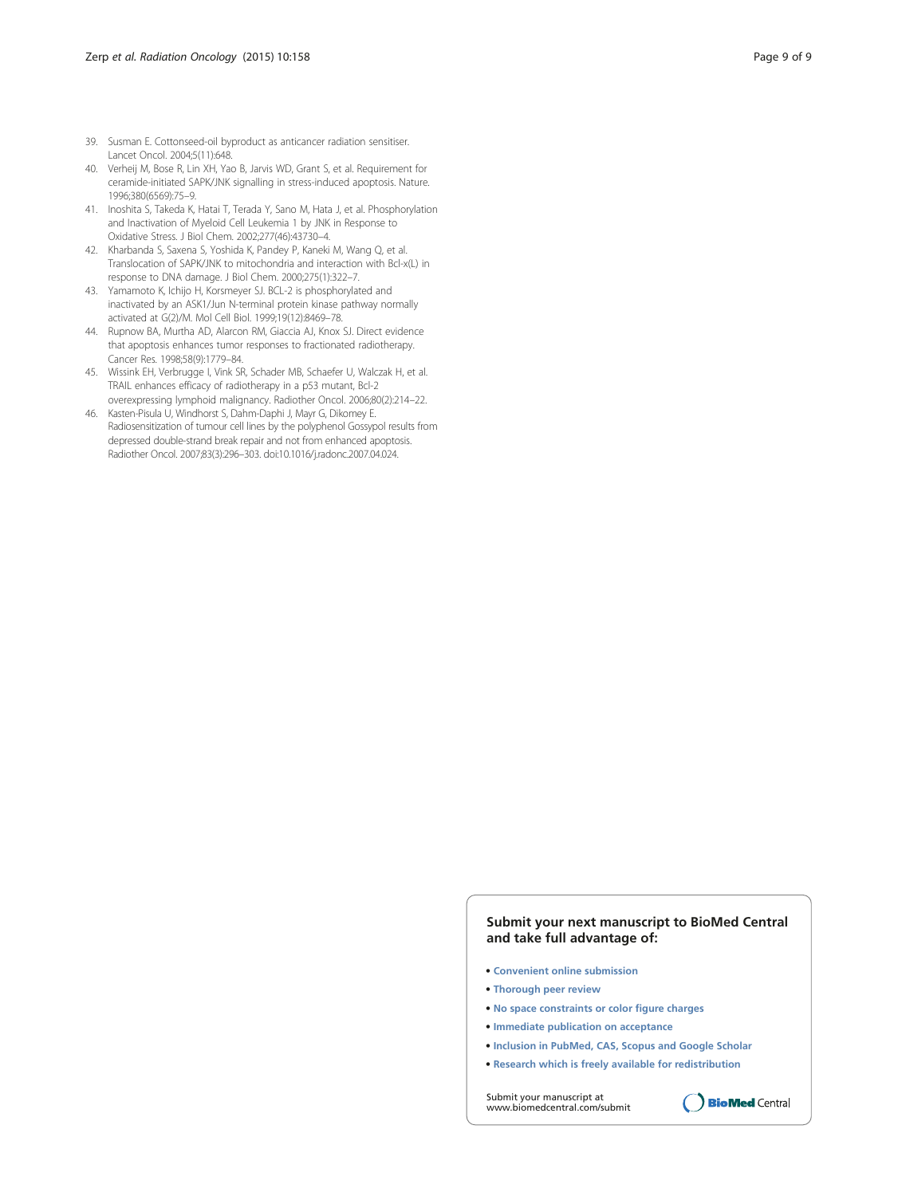39. Susman E. Cottonseed-oil byproduct as anticancer radiation sensitiser. Lancet Oncol. 2004;5(11):648.
40. Verheij M, Bose R, Lin XH, Yao B, Jarvis WD, Grant S, et al. Requirement for ceramide-initiated SAPK/JNK signalling in stress-induced apoptosis. Nature. 1996;380(6569):75–9.
41. Inoshita S, Takeda K, Hatai T, Terada Y, Sano M, Hata J, et al. Phosphorylation and Inactivation of Myeloid Cell Leukemia 1 by JNK in Response to Oxidative Stress. J Biol Chem. 2002;277(46):43730–4.
42. Kharbanda S, Saxena S, Yoshida K, Pandey P, Kaneki M, Wang Q, et al. Translocation of SAPK/JNK to mitochondria and interaction with Bcl-x(L) in response to DNA damage. J Biol Chem. 2000;275(1):322–7.
43. Yamamoto K, Ichijo H, Korsmeyer SJ. BCL-2 is phosphorylated and inactivated by an ASK1/Jun N-terminal protein kinase pathway normally activated at G(2)/M. Mol Cell Biol. 1999;19(12):8469–78.
44. Rupnow BA, Murtha AD, Alarcon RM, Giaccia AJ, Knox SJ. Direct evidence that apoptosis enhances tumor responses to fractionated radiotherapy. Cancer Res. 1998;58(9):1779–84.
45. Wissink EH, Verbrugge I, Vink SR, Schader MB, Schaefer U, Walczak H, et al. TRAIL enhances efficacy of radiotherapy in a p53 mutant, Bcl-2 overexpressing lymphoid malignancy. Radiother Oncol. 2006;80(2):214–22.
46. Kasten-Pisula U, Windhorst S, Dahm-Daphi J, Mayr G, Dikomey E. Radiosensitization of tumour cell lines by the polyphenol Gossypol results from depressed double-strand break repair and not from enhanced apoptosis. Radiother Oncol. 2007;83(3):296–303. doi:10.1016/j.radonc.2007.04.024.

**Submit your next manuscript to BioMed Central and take full advantage of:**

- **Convenient online submission**
- **Thorough peer review**
- **No space constraints or color figure charges**
- **Immediate publication on acceptance**
- **Inclusion in PubMed, CAS, Scopus and Google Scholar**
- **Research which is freely available for redistribution**

Submit your manuscript at
www.biomedcentral.com/submit

BioMed Central